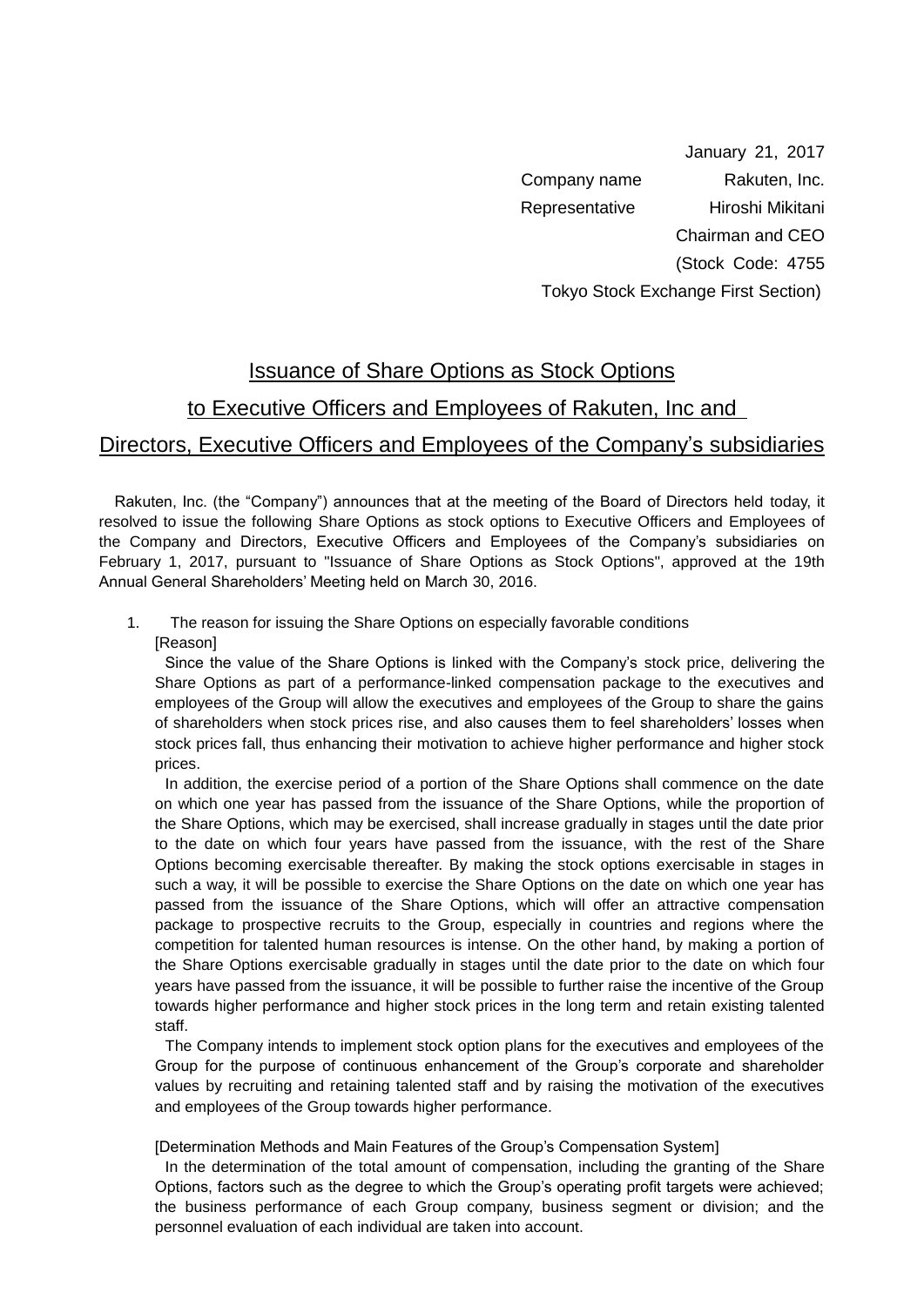January 21, 2017

Company name Rakuten, Inc.

Representative Hiroshi Mikitani

Chairman and CEO

(Stock Code: 4755

Tokyo Stock Exchange First Section)

# Issuance of Share Options as Stock Options to Executive Officers and Employees of Rakuten, Inc and Directors, Executive Officers and Employees of the Company's subsidiaries

Rakuten, Inc. (the "Company") announces that at the meeting of the Board of Directors held today, it resolved to issue the following Share Options as stock options to Executive Officers and Employees of the Company and Directors, Executive Officers and Employees of the Company's subsidiaries on February 1, 2017, pursuant to "Issuance of Share Options as Stock Options", approved at the 19th Annual General Shareholders' Meeting held on March 30, 2016.

1. The reason for issuing the Share Options on especially favorable conditions

[Reason]

Since the value of the Share Options is linked with the Company's stock price, delivering the Share Options as part of a performance-linked compensation package to the executives and employees of the Group will allow the executives and employees of the Group to share the gains of shareholders when stock prices rise, and also causes them to feel shareholders' losses when stock prices fall, thus enhancing their motivation to achieve higher performance and higher stock prices.

In addition, the exercise period of a portion of the Share Options shall commence on the date on which one year has passed from the issuance of the Share Options, while the proportion of the Share Options, which may be exercised, shall increase gradually in stages until the date prior to the date on which four years have passed from the issuance, with the rest of the Share Options becoming exercisable thereafter. By making the stock options exercisable in stages in such a way, it will be possible to exercise the Share Options on the date on which one year has passed from the issuance of the Share Options, which will offer an attractive compensation package to prospective recruits to the Group, especially in countries and regions where the competition for talented human resources is intense. On the other hand, by making a portion of the Share Options exercisable gradually in stages until the date prior to the date on which four years have passed from the issuance, it will be possible to further raise the incentive of the Group towards higher performance and higher stock prices in the long term and retain existing talented staff.

The Company intends to implement stock option plans for the executives and employees of the Group for the purpose of continuous enhancement of the Group's corporate and shareholder values by recruiting and retaining talented staff and by raising the motivation of the executives and employees of the Group towards higher performance.

[Determination Methods and Main Features of the Group's Compensation System]

In the determination of the total amount of compensation, including the granting of the Share Options, factors such as the degree to which the Group's operating profit targets were achieved; the business performance of each Group company, business segment or division; and the personnel evaluation of each individual are taken into account.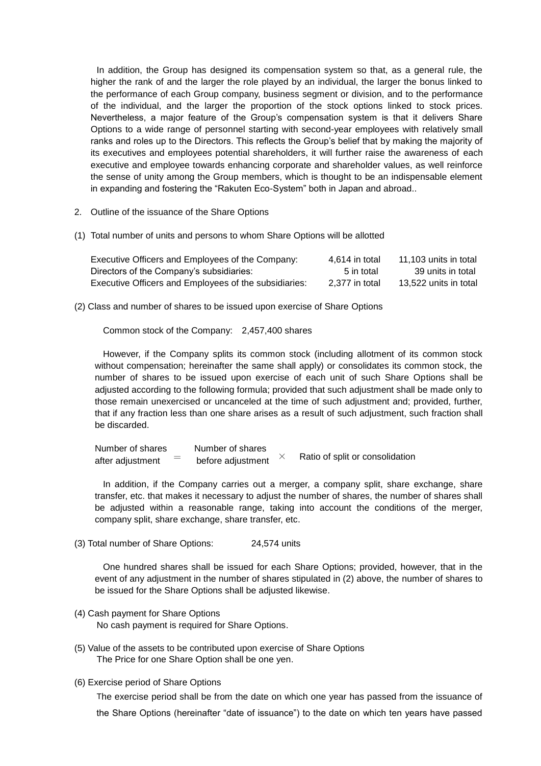In addition, the Group has designed its compensation system so that, as a general rule, the higher the rank of and the larger the role played by an individual, the larger the bonus linked to the performance of each Group company, business segment or division, and to the performance of the individual, and the larger the proportion of the stock options linked to stock prices. Nevertheless, a major feature of the Group's compensation system is that it delivers Share Options to a wide range of personnel starting with second-year employees with relatively small ranks and roles up to the Directors. This reflects the Group's belief that by making the majority of its executives and employees potential shareholders, it will further raise the awareness of each executive and employee towards enhancing corporate and shareholder values, as well reinforce the sense of unity among the Group members, which is thought to be an indispensable element in expanding and fostering the "Rakuten Eco-System" both in Japan and abroad..

2. Outline of the issuance of the Share Options

(1) Total number of units and persons to whom Share Options will be allotted

| | | |
|---|---|---|
| Executive Officers and Employees of the Company: | 4,614 in total | 11,103 units in total |
| Directors of the Company's subsidiaries: | 5 in total | 39 units in total |
| Executive Officers and Employees of the subsidiaries: | 2,377 in total | 13,522 units in total |

(2) Class and number of shares to be issued upon exercise of Share Options

Common stock of the Company: 2,457,400 shares

However, if the Company splits its common stock (including allotment of its common stock without compensation; hereinafter the same shall apply) or consolidates its common stock, the number of shares to be issued upon exercise of each unit of such Share Options shall be adjusted according to the following formula; provided that such adjustment shall be made only to those remain unexercised or uncanceled at the time of such adjustment and; provided, further, that if any fraction less than one share arises as a result of such adjustment, such fraction shall be discarded.

$$\text{Number of shares after adjustment} = \text{Number of shares before adjustment} \times \text{Ratio of split or consolidation}$$

In addition, if the Company carries out a merger, a company split, share exchange, share transfer, etc. that makes it necessary to adjust the number of shares, the number of shares shall be adjusted within a reasonable range, taking into account the conditions of the merger, company split, share exchange, share transfer, etc.

(3) Total number of Share Options: 24,574 units

One hundred shares shall be issued for each Share Options; provided, however, that in the event of any adjustment in the number of shares stipulated in (2) above, the number of shares to be issued for the Share Options shall be adjusted likewise.

(4) Cash payment for Share Options

No cash payment is required for Share Options.

(5) Value of the assets to be contributed upon exercise of Share Options

The Price for one Share Option shall be one yen.

(6) Exercise period of Share Options

The exercise period shall be from the date on which one year has passed from the issuance of the Share Options (hereinafter "date of issuance") to the date on which ten years have passed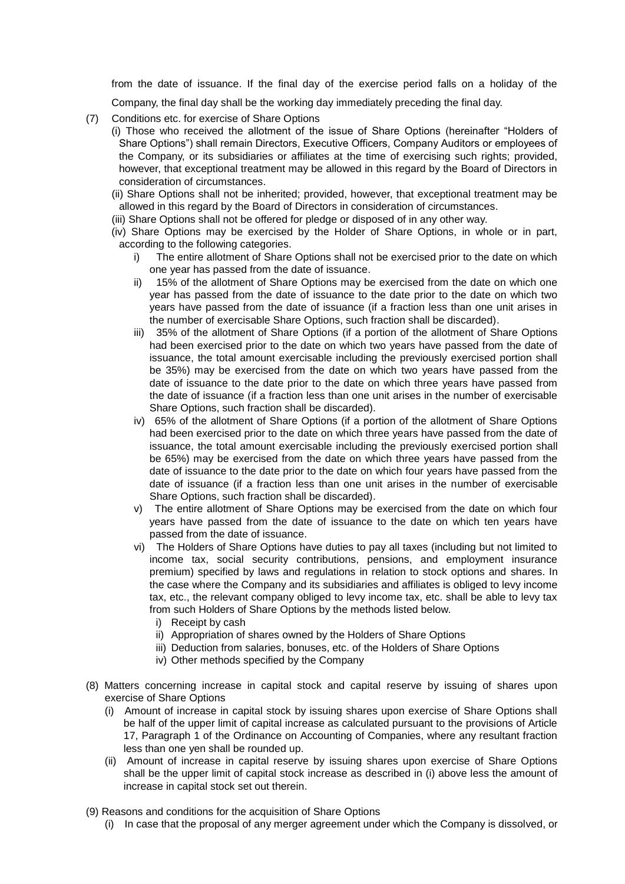from the date of issuance. If the final day of the exercise period falls on a holiday of the Company, the final day shall be the working day immediately preceding the final day.

(7) Conditions etc. for exercise of Share Options

(i) Those who received the allotment of the issue of Share Options (hereinafter "Holders of Share Options") shall remain Directors, Executive Officers, Company Auditors or employees of the Company, or its subsidiaries or affiliates at the time of exercising such rights; provided, however, that exceptional treatment may be allowed in this regard by the Board of Directors in consideration of circumstances.

(ii) Share Options shall not be inherited; provided, however, that exceptional treatment may be allowed in this regard by the Board of Directors in consideration of circumstances.

(iii) Share Options shall not be offered for pledge or disposed of in any other way.

(iv) Share Options may be exercised by the Holder of Share Options, in whole or in part, according to the following categories.

i) The entire allotment of Share Options shall not be exercised prior to the date on which one year has passed from the date of issuance.

ii) 15% of the allotment of Share Options may be exercised from the date on which one year has passed from the date of issuance to the date prior to the date on which two years have passed from the date of issuance (if a fraction less than one unit arises in the number of exercisable Share Options, such fraction shall be discarded).

iii) 35% of the allotment of Share Options (if a portion of the allotment of Share Options had been exercised prior to the date on which two years have passed from the date of issuance, the total amount exercisable including the previously exercised portion shall be 35%) may be exercised from the date on which two years have passed from the date of issuance to the date prior to the date on which three years have passed from the date of issuance (if a fraction less than one unit arises in the number of exercisable Share Options, such fraction shall be discarded).

iv) 65% of the allotment of Share Options (if a portion of the allotment of Share Options had been exercised prior to the date on which three years have passed from the date of issuance, the total amount exercisable including the previously exercised portion shall be 65%) may be exercised from the date on which three years have passed from the date of issuance to the date prior to the date on which four years have passed from the date of issuance (if a fraction less than one unit arises in the number of exercisable Share Options, such fraction shall be discarded).

v) The entire allotment of Share Options may be exercised from the date on which four years have passed from the date of issuance to the date on which ten years have passed from the date of issuance.

vi) The Holders of Share Options have duties to pay all taxes (including but not limited to income tax, social security contributions, pensions, and employment insurance premium) specified by laws and regulations in relation to stock options and shares. In the case where the Company and its subsidiaries and affiliates is obliged to levy income tax, etc., the relevant company obliged to levy income tax, etc. shall be able to levy tax from such Holders of Share Options by the methods listed below.

i) Receipt by cash

ii) Appropriation of shares owned by the Holders of Share Options

iii) Deduction from salaries, bonuses, etc. of the Holders of Share Options

iv) Other methods specified by the Company

(8) Matters concerning increase in capital stock and capital reserve by issuing of shares upon exercise of Share Options

(i) Amount of increase in capital stock by issuing shares upon exercise of Share Options shall be half of the upper limit of capital increase as calculated pursuant to the provisions of Article 17, Paragraph 1 of the Ordinance on Accounting of Companies, where any resultant fraction less than one yen shall be rounded up.

(ii) Amount of increase in capital reserve by issuing shares upon exercise of Share Options shall be the upper limit of capital stock increase as described in (i) above less the amount of increase in capital stock set out therein.

(9) Reasons and conditions for the acquisition of Share Options

(i) In case that the proposal of any merger agreement under which the Company is dissolved, or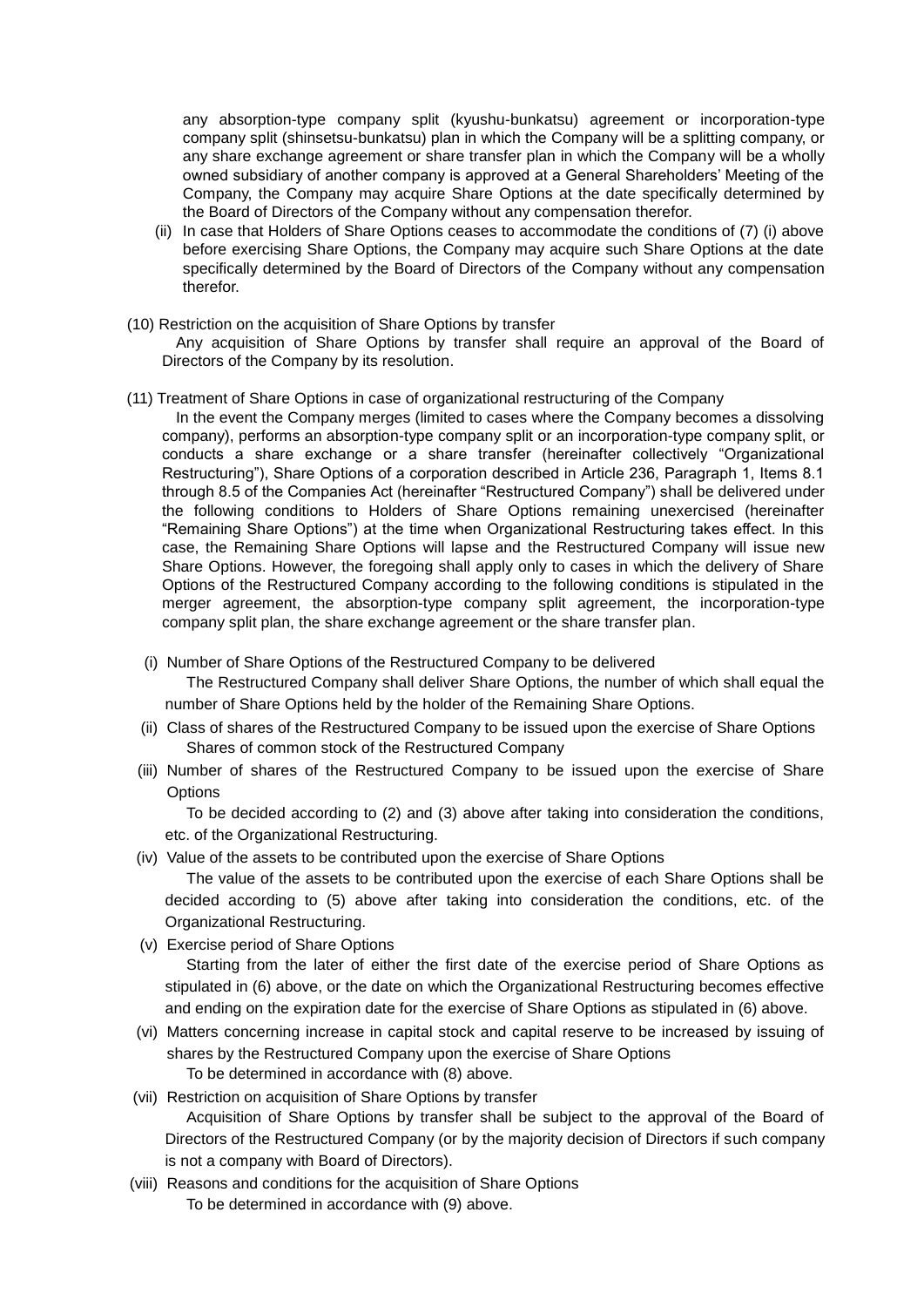any absorption-type company split (kyushu-bunkatsu) agreement or incorporation-type company split (shinsetsu-bunkatsu) plan in which the Company will be a splitting company, or any share exchange agreement or share transfer plan in which the Company will be a wholly owned subsidiary of another company is approved at a General Shareholders' Meeting of the Company, the Company may acquire Share Options at the date specifically determined by the Board of Directors of the Company without any compensation therefor.

(ii) In case that Holders of Share Options ceases to accommodate the conditions of (7) (i) above before exercising Share Options, the Company may acquire such Share Options at the date specifically determined by the Board of Directors of the Company without any compensation therefor.

(10) Restriction on the acquisition of Share Options by transfer

Any acquisition of Share Options by transfer shall require an approval of the Board of Directors of the Company by its resolution.

(11) Treatment of Share Options in case of organizational restructuring of the Company

In the event the Company merges (limited to cases where the Company becomes a dissolving company), performs an absorption-type company split or an incorporation-type company split, or conducts a share exchange or a share transfer (hereinafter collectively "Organizational Restructuring"), Share Options of a corporation described in Article 236, Paragraph 1, Items 8.1 through 8.5 of the Companies Act (hereinafter "Restructured Company") shall be delivered under the following conditions to Holders of Share Options remaining unexercised (hereinafter "Remaining Share Options") at the time when Organizational Restructuring takes effect. In this case, the Remaining Share Options will lapse and the Restructured Company will issue new Share Options. However, the foregoing shall apply only to cases in which the delivery of Share Options of the Restructured Company according to the following conditions is stipulated in the merger agreement, the absorption-type company split agreement, the incorporation-type company split plan, the share exchange agreement or the share transfer plan.

(i) Number of Share Options of the Restructured Company to be delivered

The Restructured Company shall deliver Share Options, the number of which shall equal the number of Share Options held by the holder of the Remaining Share Options.

(ii) Class of shares of the Restructured Company to be issued upon the exercise of Share Options

Shares of common stock of the Restructured Company

(iii) Number of shares of the Restructured Company to be issued upon the exercise of Share Options

To be decided according to (2) and (3) above after taking into consideration the conditions, etc. of the Organizational Restructuring.

(iv) Value of the assets to be contributed upon the exercise of Share Options

The value of the assets to be contributed upon the exercise of each Share Options shall be decided according to (5) above after taking into consideration the conditions, etc. of the Organizational Restructuring.

(v) Exercise period of Share Options

Starting from the later of either the first date of the exercise period of Share Options as stipulated in (6) above, or the date on which the Organizational Restructuring becomes effective and ending on the expiration date for the exercise of Share Options as stipulated in (6) above.

(vi) Matters concerning increase in capital stock and capital reserve to be increased by issuing of shares by the Restructured Company upon the exercise of Share Options

To be determined in accordance with (8) above.

(vii) Restriction on acquisition of Share Options by transfer

Acquisition of Share Options by transfer shall be subject to the approval of the Board of Directors of the Restructured Company (or by the majority decision of Directors if such company is not a company with Board of Directors).

(viii) Reasons and conditions for the acquisition of Share Options

To be determined in accordance with (9) above.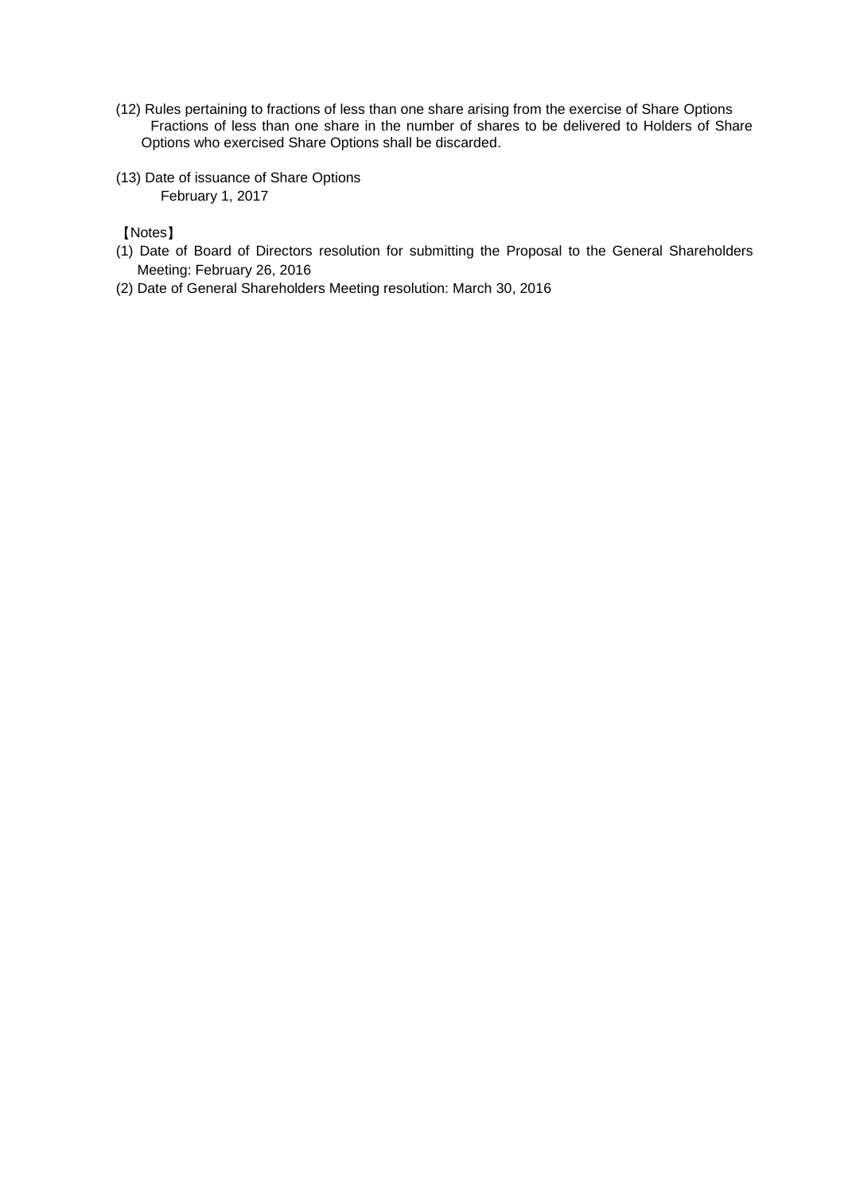(12) Rules pertaining to fractions of less than one share arising from the exercise of Share Options

Fractions of less than one share in the number of shares to be delivered to Holders of Share Options who exercised Share Options shall be discarded.

(13) Date of issuance of Share Options

February 1, 2017

【Notes】

(1) Date of Board of Directors resolution for submitting the Proposal to the General Shareholders Meeting: February 26, 2016

(2) Date of General Shareholders Meeting resolution: March 30, 2016